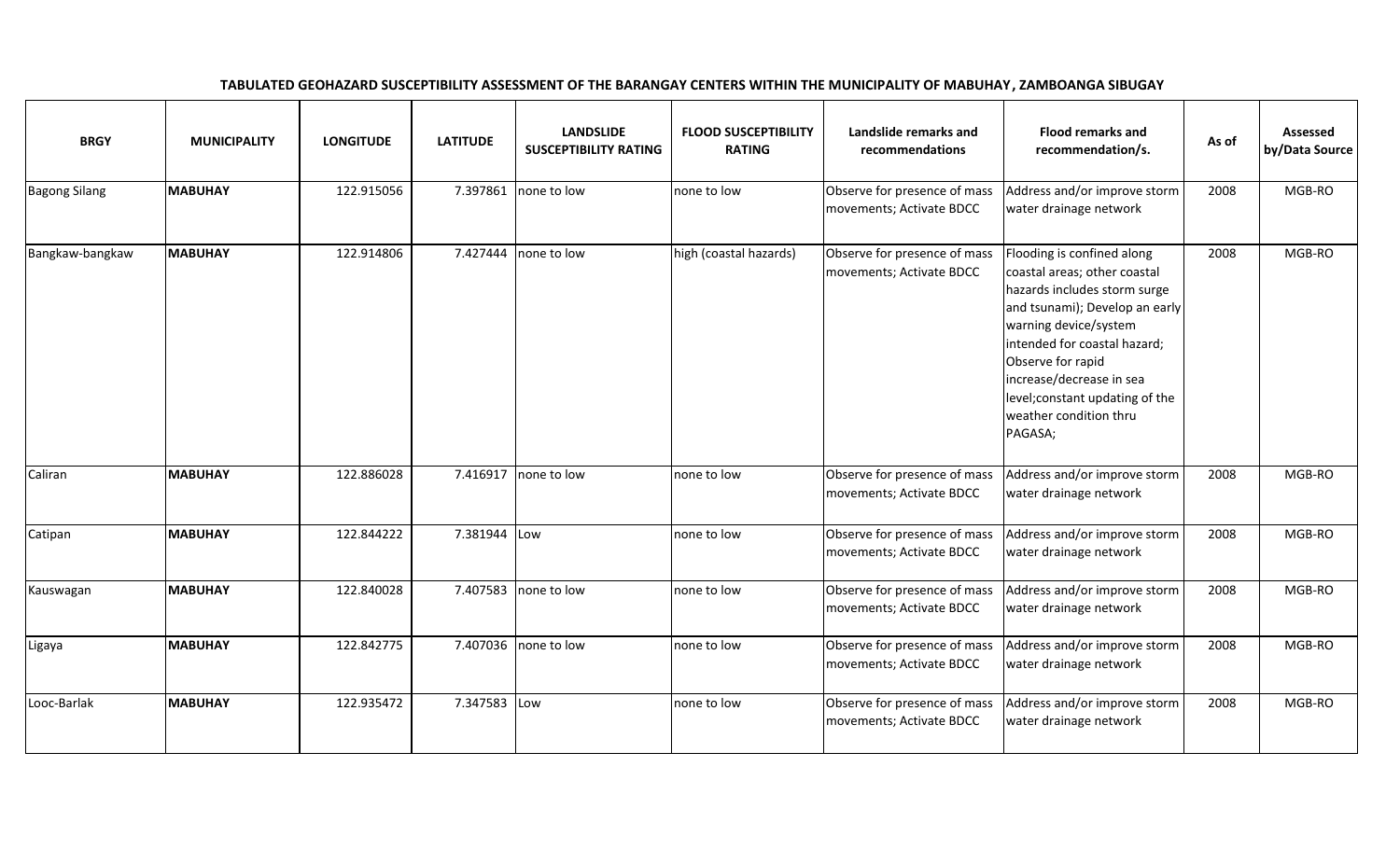**TABULATED GEOHAZARD SUSCEPTIBILITY ASSESSMENT OF THE BARANGAY CENTERS WITHIN THE MUNICIPALITY OF MABUHAY , ZAMBOANGA SIBUGAY**

| BRGY | MUNICIPALITY | LONGITUDE | LATITUDE | LANDSLIDE SUSCEPTIBILITY RATING | FLOOD SUSCEPTIBILITY RATING | Landslide remarks and recommendations | Flood remarks and recommendation/s. | As of | Assessed by/Data Source |
|---|---|---|---|---|---|---|---|---|---|
| Bagong Silang | **MABUHAY** | 122.915056 | 7.397861 | none to low | none to low | Observe for presence of mass movements; Activate BDCC | Address and/or improve storm water drainage network | 2008 | MGB-RO |
| Bangkaw-bangkaw | **MABUHAY** | 122.914806 | 7.427444 | none to low | high (coastal hazards) | Observe for presence of mass movements; Activate BDCC | Flooding is confined along coastal areas; other coastal hazards includes storm surge and tsunami); Develop an early warning device/system intended for coastal hazard; Observe for rapid increase/decrease in sea level;constant updating of the weather condition thru PAGASA; | 2008 | MGB-RO |
| Caliran | **MABUHAY** | 122.886028 | 7.416917 | none to low | none to low | Observe for presence of mass movements; Activate BDCC | Address and/or improve storm water drainage network | 2008 | MGB-RO |
| Catipan | **MABUHAY** | 122.844222 | 7.381944 | Low | none to low | Observe for presence of mass movements; Activate BDCC | Address and/or improve storm water drainage network | 2008 | MGB-RO |
| Kauswagan | **MABUHAY** | 122.840028 | 7.407583 | none to low | none to low | Observe for presence of mass movements; Activate BDCC | Address and/or improve storm water drainage network | 2008 | MGB-RO |
| Ligaya | **MABUHAY** | 122.842775 | 7.407036 | none to low | none to low | Observe for presence of mass movements; Activate BDCC | Address and/or improve storm water drainage network | 2008 | MGB-RO |
| Looc-Barlak | **MABUHAY** | 122.935472 | 7.347583 | Low | none to low | Observe for presence of mass movements; Activate BDCC | Address and/or improve storm water drainage network | 2008 | MGB-RO |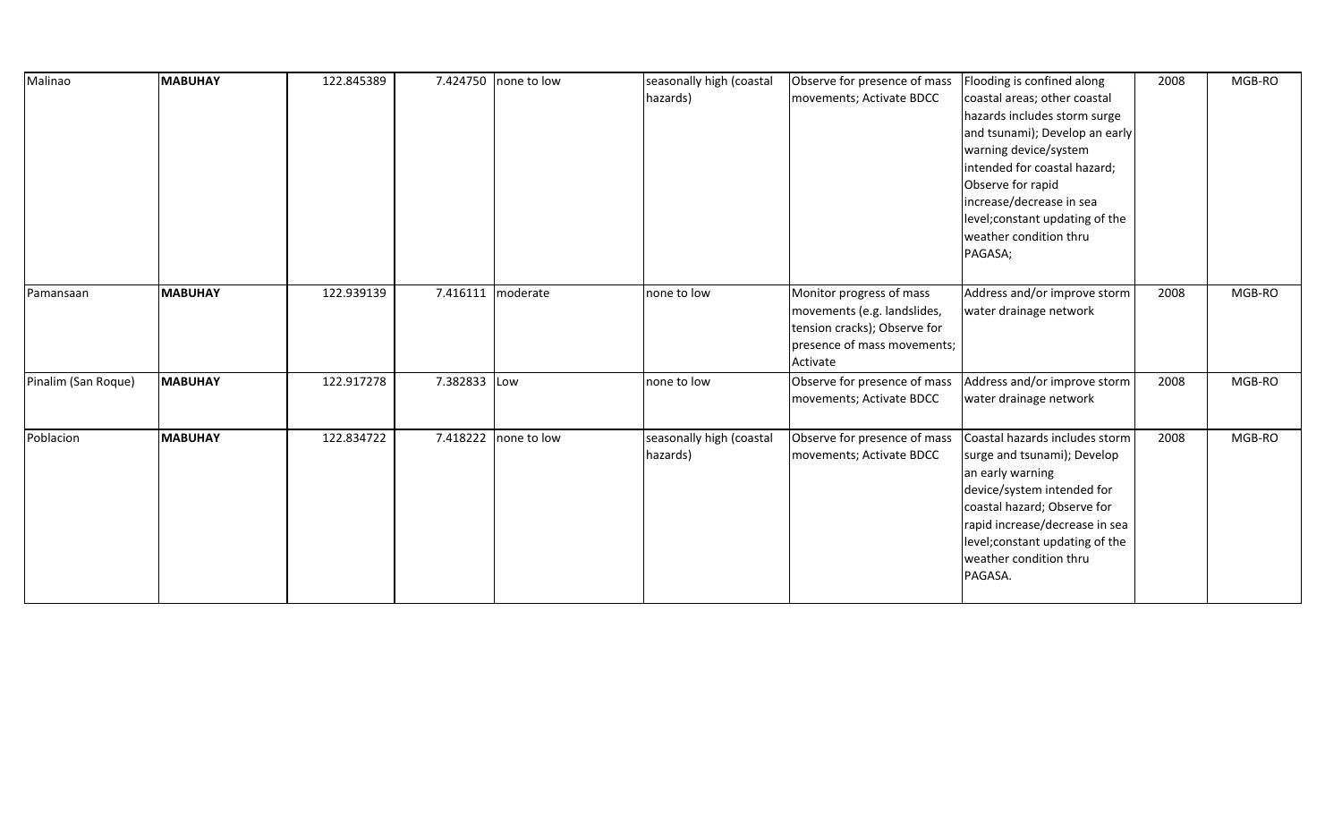| | | | | | | | | | |
|---|---|---|---|---|---|---|---|---|---|
| Malinao | **MABUHAY** | 122.845389 | 7.424750 | none to low | seasonally high (coastal hazards) | Observe for presence of mass movements; Activate BDCC | Flooding is confined along coastal areas; other coastal hazards includes storm surge and tsunami); Develop an early warning device/system intended for coastal hazard; Observe for rapid increase/decrease in sea level;constant updating of the weather condition thru PAGASA; | 2008 | MGB-RO |
| Pamansaan | **MABUHAY** | 122.939139 | 7.416111 | moderate | none to low | Monitor progress of mass movements (e.g. landslides, tension cracks); Observe for presence of mass movements; Activate | Address and/or improve storm water drainage network | 2008 | MGB-RO |
| Pinalim (San Roque) | **MABUHAY** | 122.917278 | 7.382833 | Low | none to low | Observe for presence of mass movements; Activate BDCC | Address and/or improve storm water drainage network | 2008 | MGB-RO |
| Poblacion | **MABUHAY** | 122.834722 | 7.418222 | none to low | seasonally high (coastal hazards) | Observe for presence of mass movements; Activate BDCC | Coastal hazards includes storm surge and tsunami); Develop an early warning device/system intended for coastal hazard; Observe for rapid increase/decrease in sea level;constant updating of the weather condition thru PAGASA. | 2008 | MGB-RO |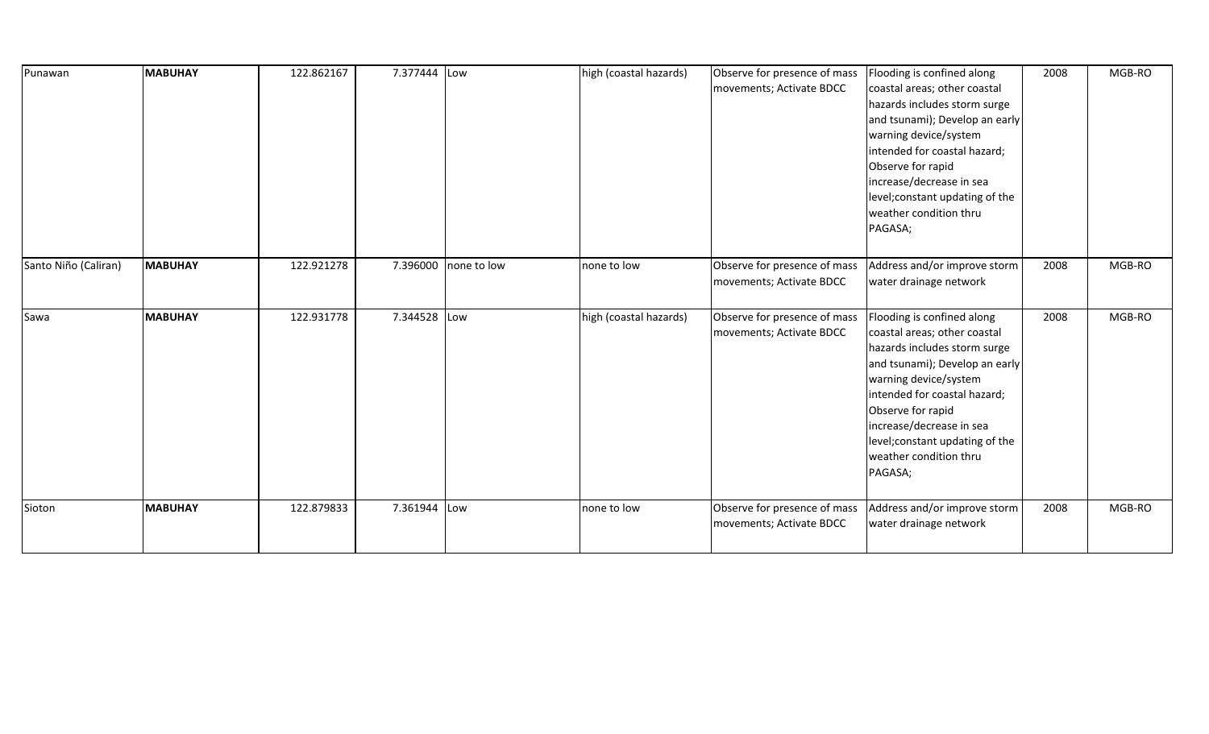| Punawan | **MABUHAY** | 122.862167 | 7.377444 | Low | high (coastal hazards) | Observe for presence of mass movements; Activate BDCC | Flooding is confined along coastal areas; other coastal hazards includes storm surge and tsunami); Develop an early warning device/system intended for coastal hazard; Observe for rapid increase/decrease in sea level;constant updating of the weather condition thru PAGASA; | 2008 | MGB-RO |
|---|---|---|---|---|---|---|---|---|---|
| Santo Niño (Caliran) | **MABUHAY** | 122.921278 | 7.396000 | none to low | none to low | Observe for presence of mass movements; Activate BDCC | Address and/or improve storm water drainage network | 2008 | MGB-RO |
| Sawa | **MABUHAY** | 122.931778 | 7.344528 | Low | high (coastal hazards) | Observe for presence of mass movements; Activate BDCC | Flooding is confined along coastal areas; other coastal hazards includes storm surge and tsunami); Develop an early warning device/system intended for coastal hazard; Observe for rapid increase/decrease in sea level;constant updating of the weather condition thru PAGASA; | 2008 | MGB-RO |
| Sioton | **MABUHAY** | 122.879833 | 7.361944 | Low | none to low | Observe for presence of mass movements; Activate BDCC | Address and/or improve storm water drainage network | 2008 | MGB-RO |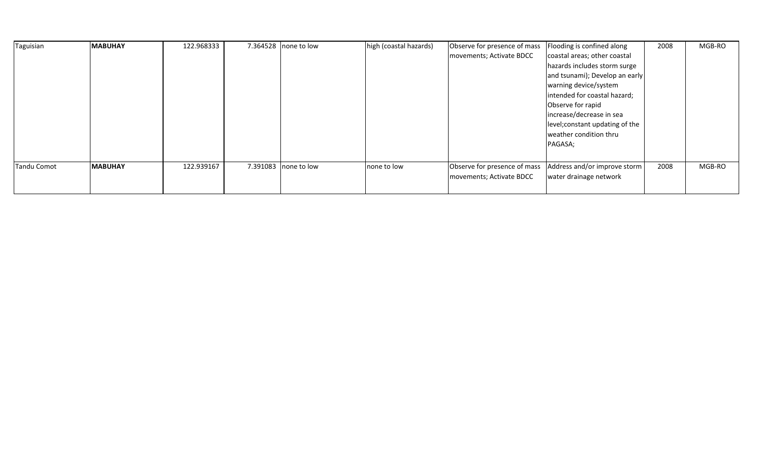| | | | | | | | | | |
|---|---|---|---|---|---|---|---|---|---|
| Taguisian | **MABUHAY** | 122.968333 | 7.364528 | none to low | high (coastal hazards) | Observe for presence of mass movements; Activate BDCC | Flooding is confined along coastal areas; other coastal hazards includes storm surge and tsunami); Develop an early warning device/system intended for coastal hazard; Observe for rapid increase/decrease in sea level;constant updating of the weather condition thru PAGASA; | 2008 | MGB-RO |
| Tandu Comot | **MABUHAY** | 122.939167 | 7.391083 | none to low | none to low | Observe for presence of mass movements; Activate BDCC | Address and/or improve storm water drainage network | 2008 | MGB-RO |